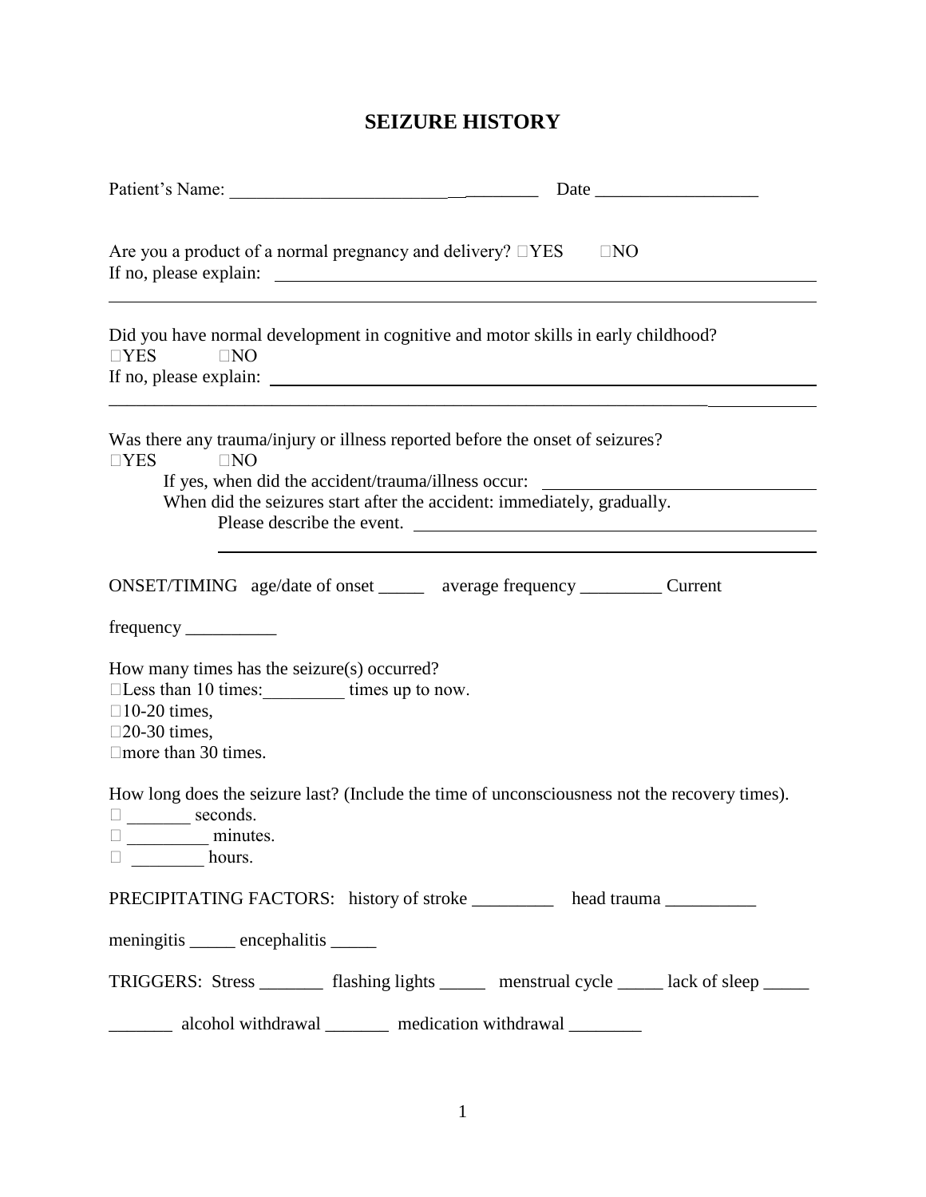# SEIZURE HISTORY

Patient's Name: ___________________________________ Date __________________

Are you a product of a normal pregnancy and delivery? ☐YES ☐NO
If no, please explain: ___________________________________________________________

_________________________________________________________________________

Did you have normal development in cognitive and motor skills in early childhood?
☐YES ☐NO
If no, please explain: ___________________________________________________________

_________________________________________________________________________

Was there any trauma/injury or illness reported before the onset of seizures?
☐YES ☐NO
If yes, when did the accident/trauma/illness occur: ______________________________
When did the seizures start after the accident: immediately, gradually.
Please describe the event. ____________________________________________

____________________________________________________________

ONSET/TIMING age/date of onset _____ average frequency _________ Current frequency __________

How many times has the seizure(s) occurred?
☐Less than 10 times:_________ times up to now.
☐10-20 times,
☐20-30 times,
☐more than 30 times.

How long does the seizure last? (Include the time of unconsciousness not the recovery times).
☐ _______ seconds.
☐ _________ minutes.
☐ ________ hours.

PRECIPITATING FACTORS: history of stroke _________ head trauma __________ meningitis _____ encephalitis _____

TRIGGERS: Stress _______ flashing lights _____ menstrual cycle _____ lack of sleep _____ _______ alcohol withdrawal _______ medication withdrawal ________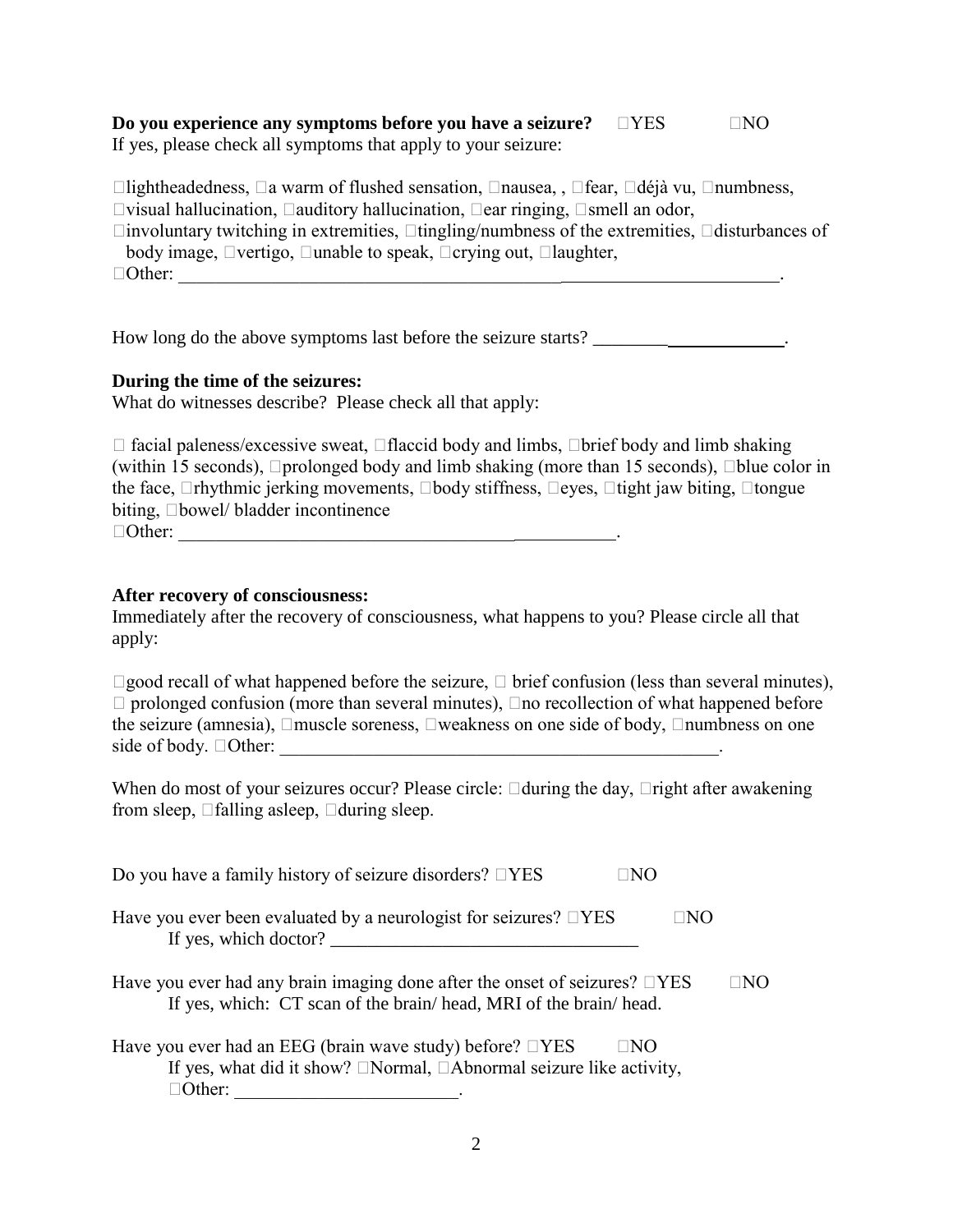**Do you experience any symptoms before you have a seizure?** ☐YES ☐NO
If yes, please check all symptoms that apply to your seizure:

☐lightheadedness, ☐a warm of flushed sensation, ☐nausea, , ☐fear, ☐déjà vu, ☐numbness, ☐visual hallucination, ☐auditory hallucination, ☐ear ringing, ☐smell an odor, ☐involuntary twitching in extremities, ☐tingling/numbness of the extremities, ☐disturbances of body image, ☐vertigo, ☐unable to speak, ☐crying out, ☐laughter,
☐Other: ___________________________________________________________________.

How long do the above symptoms last before the seizure starts? _____________________.

**During the time of the seizures:**
What do witnesses describe? Please check all that apply:

☐ facial paleness/excessive sweat, ☐flaccid body and limbs, ☐brief body and limb shaking (within 15 seconds), ☐prolonged body and limb shaking (more than 15 seconds), ☐blue color in the face, ☐rhythmic jerking movements, ☐body stiffness, ☐eyes, ☐tight jaw biting, ☐tongue biting, ☐bowel/ bladder incontinence
☐Other: ________________________________________________.

**After recovery of consciousness:**
Immediately after the recovery of consciousness, what happens to you? Please circle all that apply:

☐good recall of what happened before the seizure, ☐ brief confusion (less than several minutes), ☐ prolonged confusion (more than several minutes), ☐no recollection of what happened before the seizure (amnesia), ☐muscle soreness, ☐weakness on one side of body, ☐numbness on one side of body. ☐Other: __________________________________________________.

When do most of your seizures occur? Please circle: ☐during the day, ☐right after awakening from sleep, ☐falling asleep, ☐during sleep.

Do you have a family history of seizure disorders? ☐YES ☐NO

Have you ever been evaluated by a neurologist for seizures? ☐YES ☐NO
If yes, which doctor? _________________________________

Have you ever had any brain imaging done after the onset of seizures? ☐YES ☐NO
If yes, which: CT scan of the brain/ head, MRI of the brain/ head.

Have you ever had an EEG (brain wave study) before? ☐YES ☐NO
If yes, what did it show? ☐Normal, ☐Abnormal seizure like activity,
☐Other: ________________________.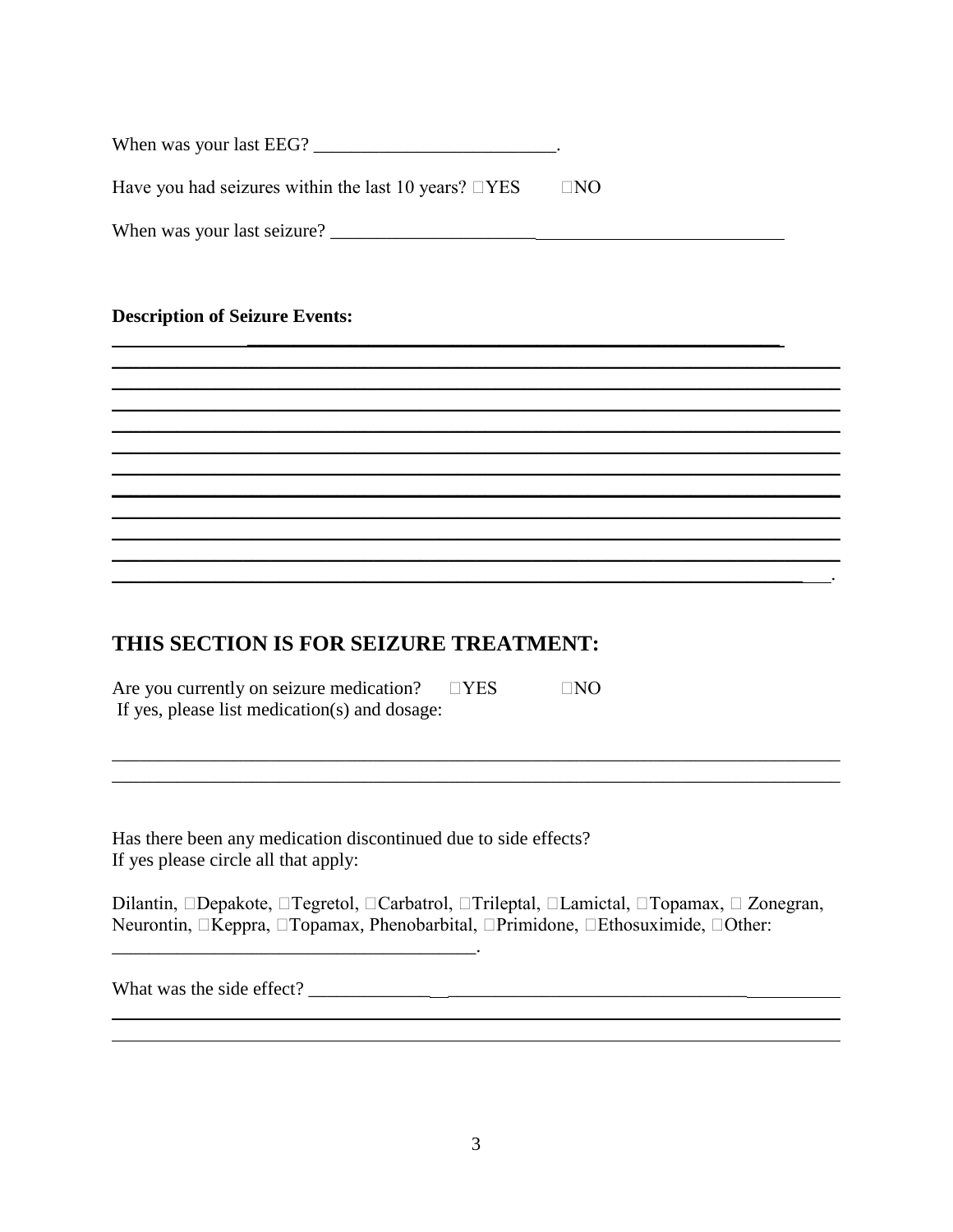When was your last EEG? ___________________________.

Have you had seizures within the last 10 years? □YES □NO

When was your last seizure? ________________________________________________

**Description of Seizure Events:**

_______________________________________________________________________________

_______________________________________________________________________________

_______________________________________________________________________________

_______________________________________________________________________________

_______________________________________________________________________________

_______________________________________________________________________________

_______________________________________________________________________________

_______________________________________________________________________________

_______________________________________________________________________________

_______________________________________________________________________________

_______________________________________________________________________________

_______________________________________________________________________________.

## THIS SECTION IS FOR SEIZURE TREATMENT:

Are you currently on seizure medication? □YES □NO

If yes, please list medication(s) and dosage:

_______________________________________________________________________________

_______________________________________________________________________________

Has there been any medication discontinued due to side effects?

If yes please circle all that apply:

Dilantin, □Depakote, □Tegretol, □Carbatrol, □Trileptal, □Lamictal, □Topamax, □ Zonegran, Neurontin, □Keppra, □Topamax, Phenobarbital, □Primidone, □Ethosuximide, □Other: ________________________________________.

What was the side effect? ______________________________________________________

_______________________________________________________________________________

_______________________________________________________________________________